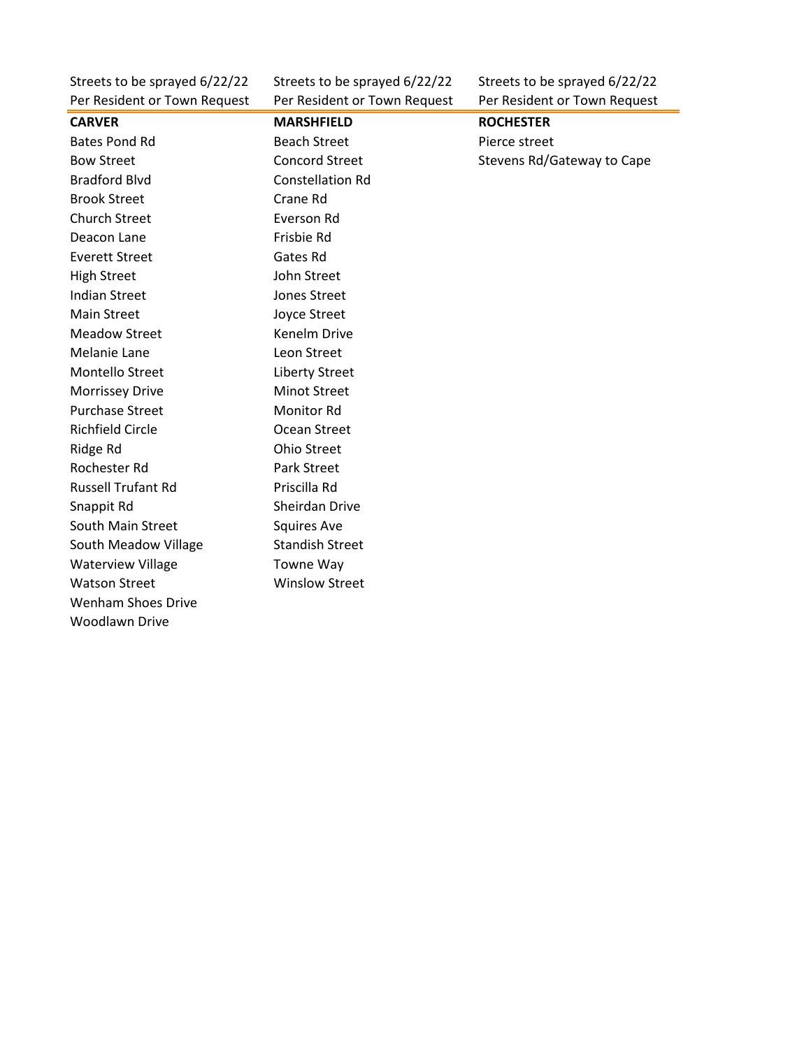| Streets to be sprayed 6/22/22<br>Per Resident or Town Request | Streets to be sprayed 6/22/22<br>Per Resident or Town Request | Streets to be sprayed 6/22/22<br>Per Resident or Town Request |
|---|---|---|
| **CARVER** | **MARSHFIELD** | **ROCHESTER** |
| Bates Pond Rd | Beach Street | Pierce street |
| Bow Street | Concord Street | Stevens Rd/Gateway to Cape |
| Bradford Blvd | Constellation Rd | |
| Brook Street | Crane Rd | |
| Church Street | Everson Rd | |
| Deacon Lane | Frisbie Rd | |
| Everett Street | Gates Rd | |
| High Street | John Street | |
| Indian Street | Jones Street | |
| Main Street | Joyce Street | |
| Meadow Street | Kenelm Drive | |
| Melanie Lane | Leon Street | |
| Montello Street | Liberty Street | |
| Morrissey Drive | Minot Street | |
| Purchase Street | Monitor Rd | |
| Richfield Circle | Ocean Street | |
| Ridge Rd | Ohio Street | |
| Rochester Rd | Park Street | |
| Russell Trufant Rd | Priscilla Rd | |
| Snappit Rd | Sheirdan Drive | |
| South Main Street | Squires Ave | |
| South Meadow Village | Standish Street | |
| Waterview Village | Towne Way | |
| Watson Street | Winslow Street | |
| Wenham Shoes Drive | | |
| Woodlawn Drive | | |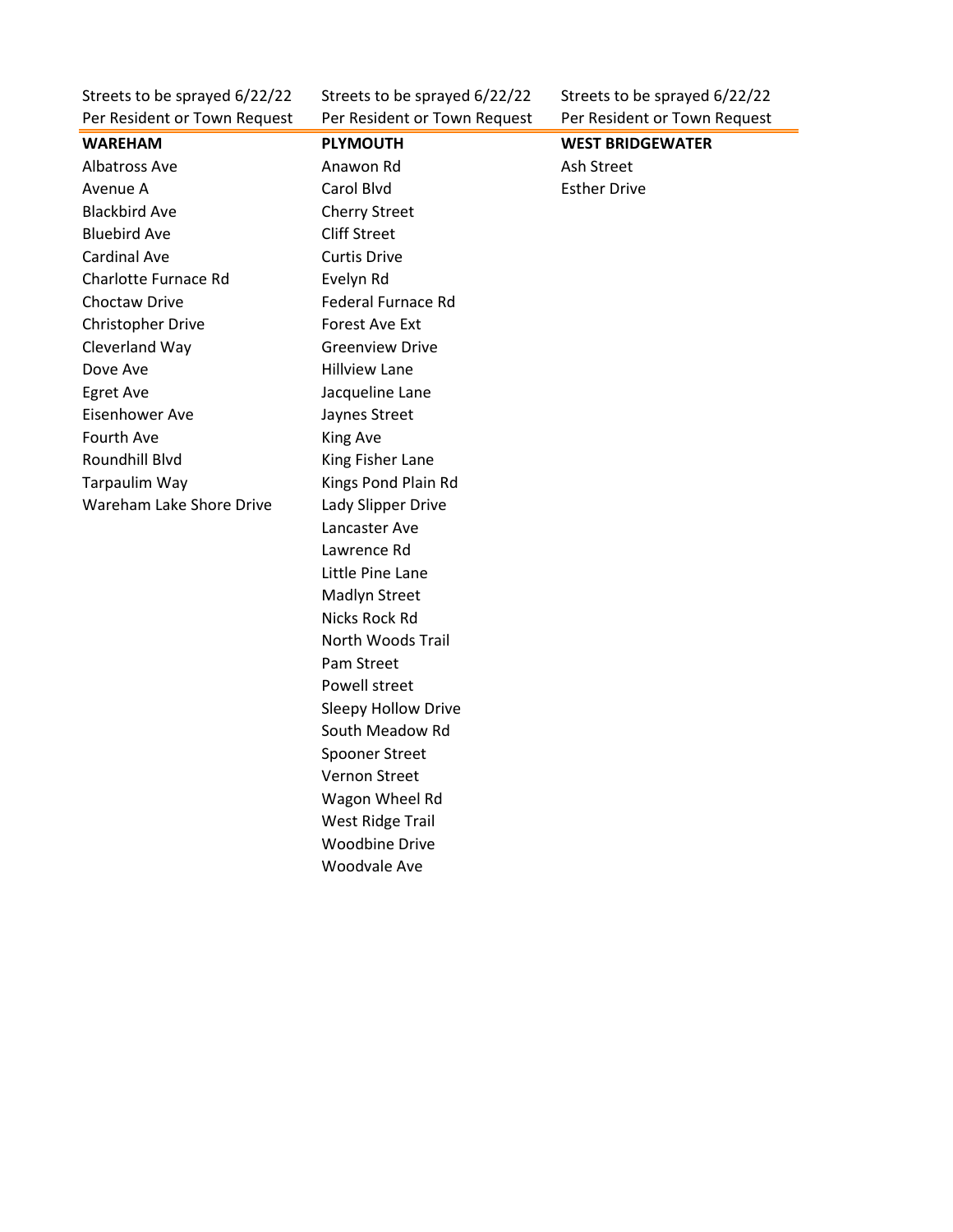| Streets to be sprayed 6/22/22<br>Per Resident or Town Request | Streets to be sprayed 6/22/22<br>Per Resident or Town Request | Streets to be sprayed 6/22/22<br>Per Resident or Town Request |
|---|---|---|
| **WAREHAM** | **PLYMOUTH** | **WEST BRIDGEWATER** |
| Albatross Ave | Anawon Rd | Ash Street |
| Avenue A | Carol Blvd | Esther Drive |
| Blackbird Ave | Cherry Street | |
| Bluebird Ave | Cliff Street | |
| Cardinal Ave | Curtis Drive | |
| Charlotte Furnace Rd | Evelyn Rd | |
| Choctaw Drive | Federal Furnace Rd | |
| Christopher Drive | Forest Ave Ext | |
| Cleverland Way | Greenview Drive | |
| Dove Ave | Hillview Lane | |
| Egret Ave | Jacqueline Lane | |
| Eisenhower Ave | Jaynes Street | |
| Fourth Ave | King Ave | |
| Roundhill Blvd | King Fisher Lane | |
| Tarpaulim Way | Kings Pond Plain Rd | |
| Wareham Lake Shore Drive | Lady Slipper Drive | |
| | Lancaster Ave | |
| | Lawrence Rd | |
| | Little Pine Lane | |
| | Madlyn Street | |
| | Nicks Rock Rd | |
| | North Woods Trail | |
| | Pam Street | |
| | Powell street | |
| | Sleepy Hollow Drive | |
| | South Meadow Rd | |
| | Spooner Street | |
| | Vernon Street | |
| | Wagon Wheel Rd | |
| | West Ridge Trail | |
| | Woodbine Drive | |
| | Woodvale Ave | |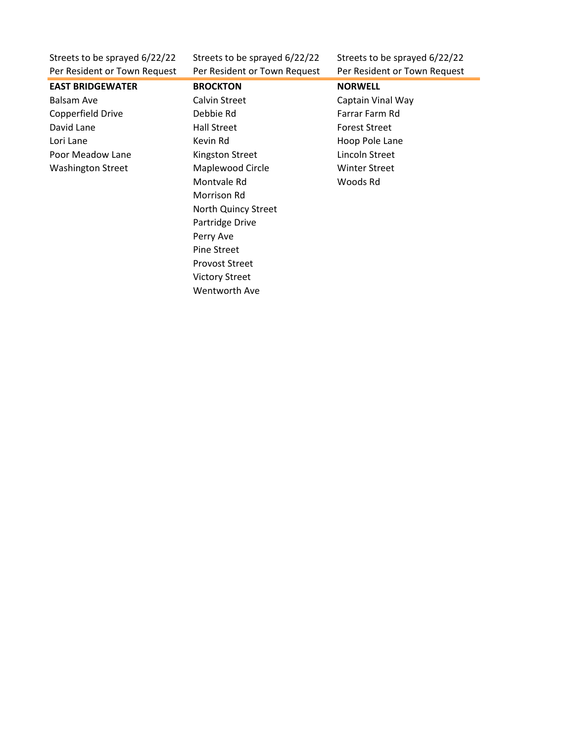| Streets to be sprayed 6/22/22<br>Per Resident or Town Request | Streets to be sprayed 6/22/22<br>Per Resident or Town Request | Streets to be sprayed 6/22/22<br>Per Resident or Town Request |
|---|---|---|
| **EAST BRIDGEWATER** | **BROCKTON** | **NORWELL** |
| Balsam Ave | Calvin Street | Captain Vinal Way |
| Copperfield Drive | Debbie Rd | Farrar Farm Rd |
| David Lane | Hall Street | Forest Street |
| Lori Lane | Kevin Rd | Hoop Pole Lane |
| Poor Meadow Lane | Kingston Street | Lincoln Street |
| Washington Street | Maplewood Circle | Winter Street |
| | Montvale Rd | Woods Rd |
| | Morrison Rd | |
| | North Quincy Street | |
| | Partridge Drive | |
| | Perry Ave | |
| | Pine Street | |
| | Provost Street | |
| | Victory Street | |
| | Wentworth Ave | |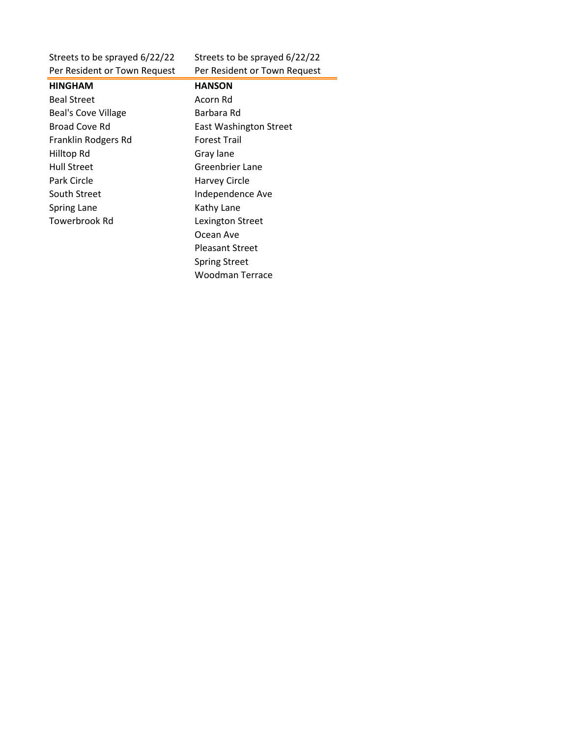| Streets to be sprayed 6/22/22 Per Resident or Town Request | Streets to be sprayed 6/22/22 Per Resident or Town Request |
| --- | --- |
| **HINGHAM** | **HANSON** |
| Beal Street | Acorn Rd |
| Beal's Cove Village | Barbara Rd |
| Broad Cove Rd | East Washington Street |
| Franklin Rodgers Rd | Forest Trail |
| Hilltop Rd | Gray lane |
| Hull Street | Greenbrier Lane |
| Park Circle | Harvey Circle |
| South Street | Independence Ave |
| Spring Lane | Kathy Lane |
| Towerbrook Rd | Lexington Street |
| | Ocean Ave |
| | Pleasant Street |
| | Spring Street |
| | Woodman Terrace |